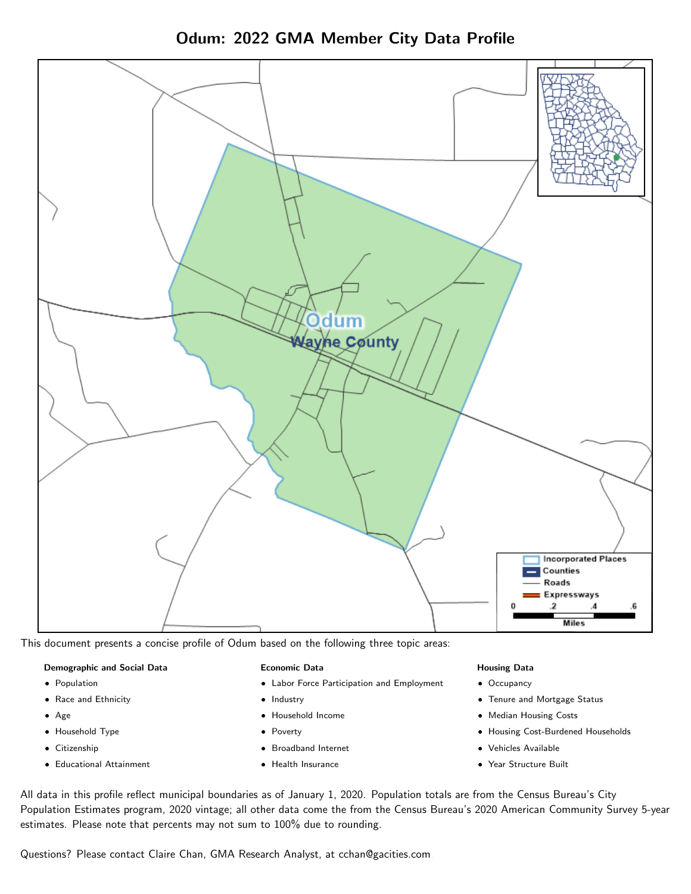# Odum: 2022 GMA Member City Data Profile

This document presents a concise profile of Odum based on the following three topic areas:

**Demographic and Social Data**

- Population
- Race and Ethnicity
- Age
- Household Type
- Citizenship
- Educational Attainment

**Economic Data**

- Labor Force Participation and Employment
- Industry
- Household Income
- Poverty
- Broadband Internet
- Health Insurance

**Housing Data**

- Occupancy
- Tenure and Mortgage Status
- Median Housing Costs
- Housing Cost-Burdened Households
- Vehicles Available
- Year Structure Built

All data in this profile reflect municipal boundaries as of January 1, 2020. Population totals are from the Census Bureau's City Population Estimates program, 2020 vintage; all other data come the from the Census Bureau's 2020 American Community Survey 5-year estimates. Please note that percents may not sum to 100% due to rounding.

Questions? Please contact Claire Chan, GMA Research Analyst, at cchan@gacities.com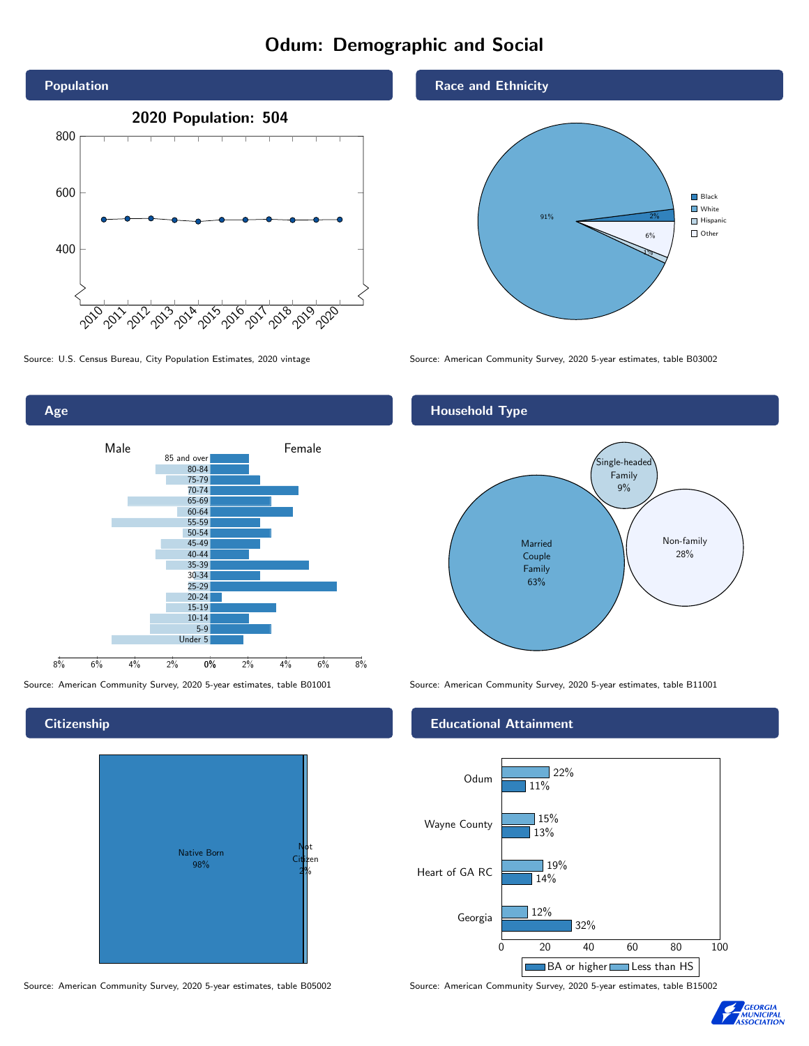# Odum: Demographic and Social

## Population

2020 Population: 504

Source: U.S. Census Bureau, City Population Estimates, 2020 vintage

## Race and Ethnicity

| Race/Ethnicity | Percent |
|---|---|
| Black | 2% |
| White | 91% |
| Hispanic | 1% |
| Other | 6% |

Source: American Community Survey, 2020 5-year estimates, table B03002

## Age

Source: American Community Survey, 2020 5-year estimates, table B01001

## Household Type

| Household Type | Percent |
|---|---|
| Married Couple Family | 63% |
| Single-headed Family | 9% |
| Non-family | 28% |

Source: American Community Survey, 2020 5-year estimates, table B11001

## Citizenship

| Citizenship | Percent |
|---|---|
| Native Born | 98% |
| Not Citizen | 2% |

Source: American Community Survey, 2020 5-year estimates, table B05002

## Educational Attainment

| | Less than HS | BA or higher |
|---|---|---|
| Odum | 22% | 11% |
| Wayne County | 15% | 13% |
| Heart of GA RC | 19% | 14% |
| Georgia | 12% | 32% |

Source: American Community Survey, 2020 5-year estimates, table B15002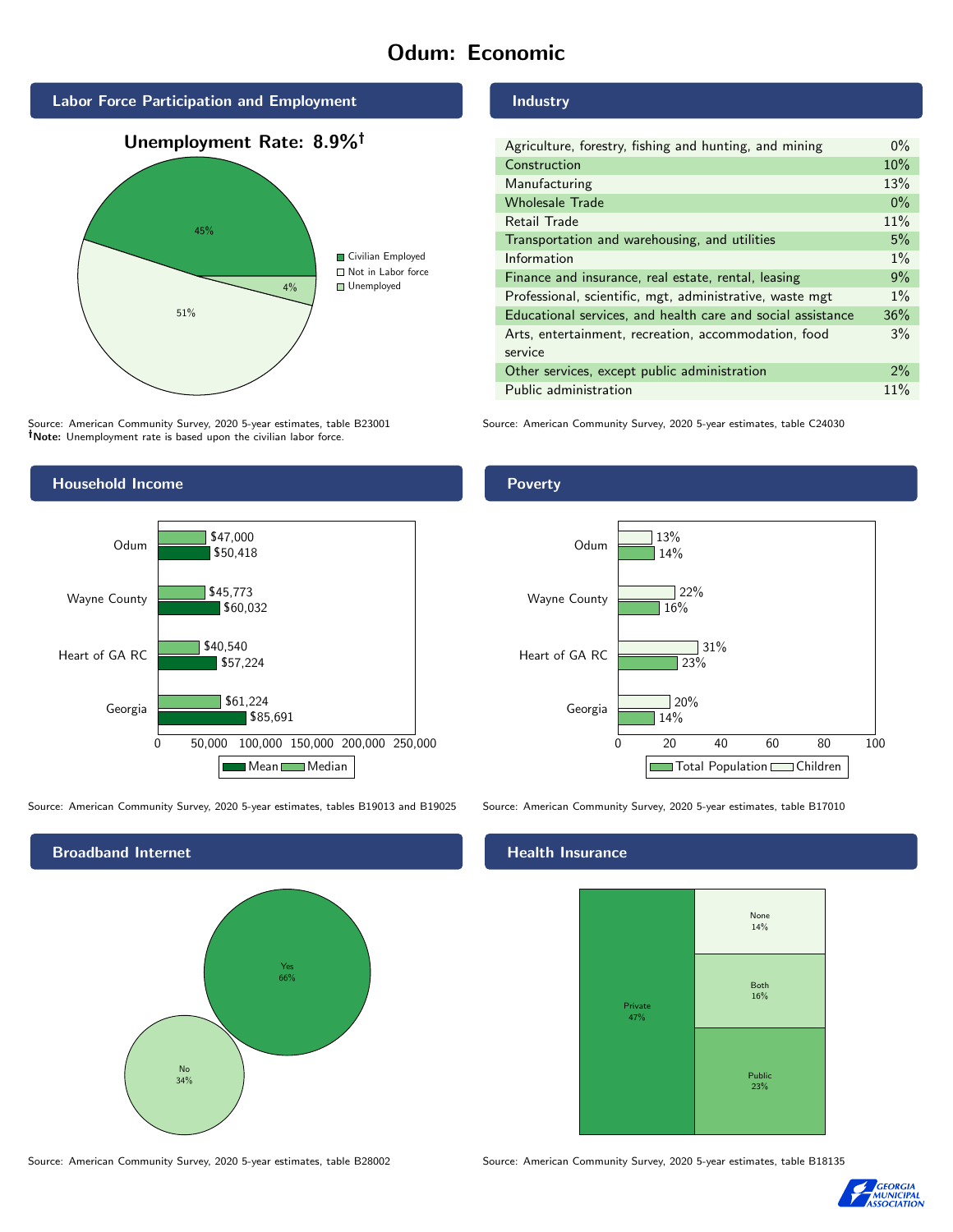# Odum: Economic

## Labor Force Participation and Employment

**Unemployment Rate: 8.9%†**

| Category | Percent |
|---|---|
| Civilian Employed | 45% |
| Not in Labor force | 51% |
| Unemployed | 4% |

Source: American Community Survey, 2020 5-year estimates, table B23001
**†Note:** Unemployment rate is based upon the civilian labor force.

## Industry

| Industry | Percent |
|---|---|
| Agriculture, forestry, fishing and hunting, and mining | 0% |
| Construction | 10% |
| Manufacturing | 13% |
| Wholesale Trade | 0% |
| Retail Trade | 11% |
| Transportation and warehousing, and utilities | 5% |
| Information | 1% |
| Finance and insurance, real estate, rental, leasing | 9% |
| Professional, scientific, mgt, administrative, waste mgt | 1% |
| Educational services, and health care and social assistance | 36% |
| Arts, entertainment, recreation, accommodation, food service | 3% |
| Other services, except public administration | 2% |
| Public administration | 11% |

Source: American Community Survey, 2020 5-year estimates, table C24030

## Household Income

| Area | Median | Mean |
|---|---|---|
| Odum | $47,000 | $50,418 |
| Wayne County | $45,773 | $60,032 |
| Heart of GA RC | $40,540 | $57,224 |
| Georgia | $61,224 | $85,691 |

Source: American Community Survey, 2020 5-year estimates, tables B19013 and B19025

## Poverty

| Area | Children | Total Population |
|---|---|---|
| Odum | 13% | 14% |
| Wayne County | 22% | 16% |
| Heart of GA RC | 31% | 23% |
| Georgia | 20% | 14% |

Source: American Community Survey, 2020 5-year estimates, table B17010

## Broadband Internet

| Response | Percent |
|---|---|
| Yes | 66% |
| No | 34% |

Source: American Community Survey, 2020 5-year estimates, table B28002

## Health Insurance

| Type | Percent |
|---|---|
| Private | 47% |
| Public | 23% |
| Both | 16% |
| None | 14% |

Source: American Community Survey, 2020 5-year estimates, table B18135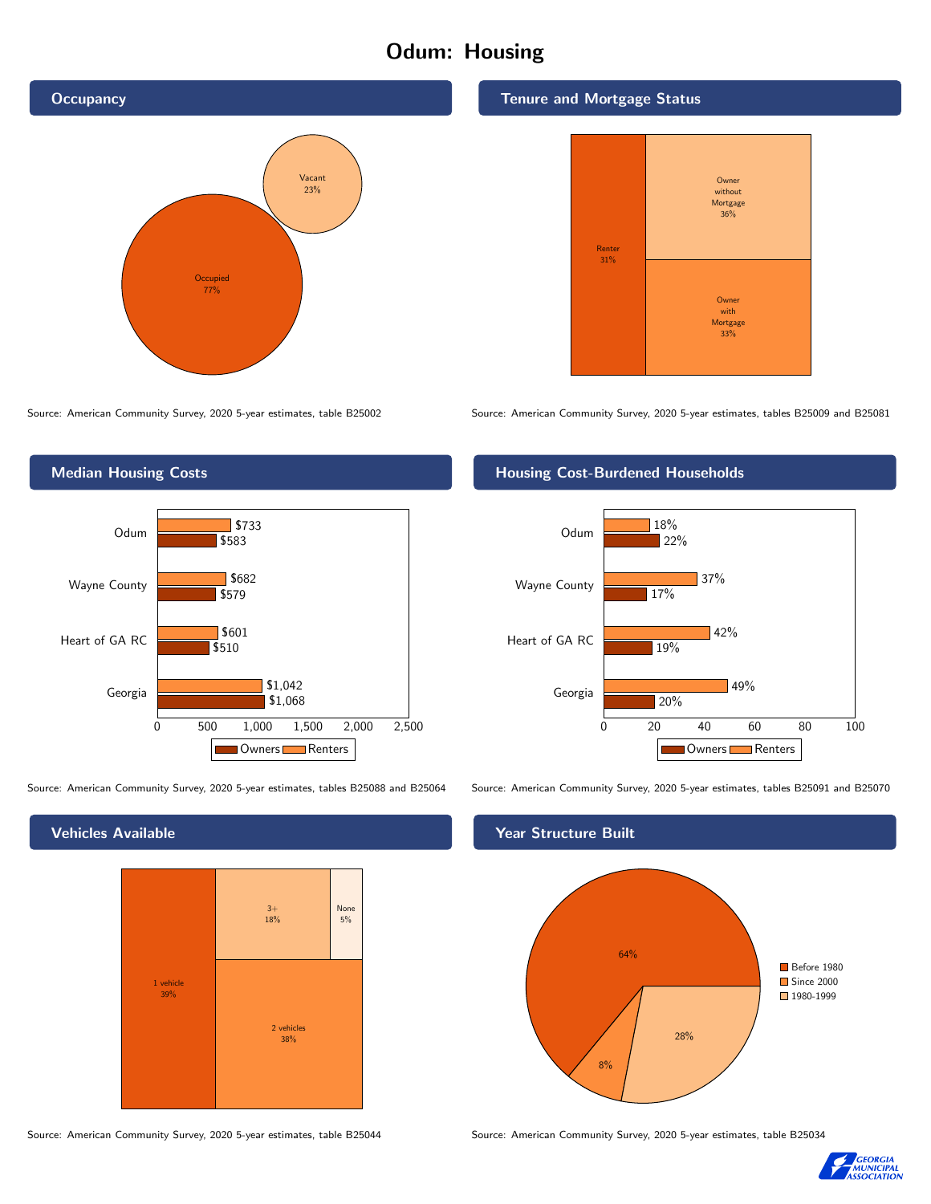# Odum: Housing

## Occupancy

Vacant
23%

Occupied
77%

Source: American Community Survey, 2020 5-year estimates, table B25002

## Tenure and Mortgage Status

Renter
31%

Owner without Mortgage
36%

Owner with Mortgage
33%

Source: American Community Survey, 2020 5-year estimates, tables B25009 and B25081

## Median Housing Costs

Odum
$733
$583

Wayne County
$682
$579

Heart of GA RC
$601
$510

Georgia
$1,042
$1,068

0 500 1,000 1,500 2,000 2,500

Owners Renters

Source: American Community Survey, 2020 5-year estimates, tables B25088 and B25064

## Housing Cost-Burdened Households

Odum
18%
22%

Wayne County
37%
17%

Heart of GA RC
42%
19%

Georgia
49%
20%

0 20 40 60 80 100

Owners Renters

Source: American Community Survey, 2020 5-year estimates, tables B25091 and B25070

## Vehicles Available

1 vehicle
39%

3+
18%

None
5%

2 vehicles
38%

Source: American Community Survey, 2020 5-year estimates, table B25044

## Year Structure Built

64%
8%
28%

Before 1980
Since 2000
1980-1999

Source: American Community Survey, 2020 5-year estimates, table B25034